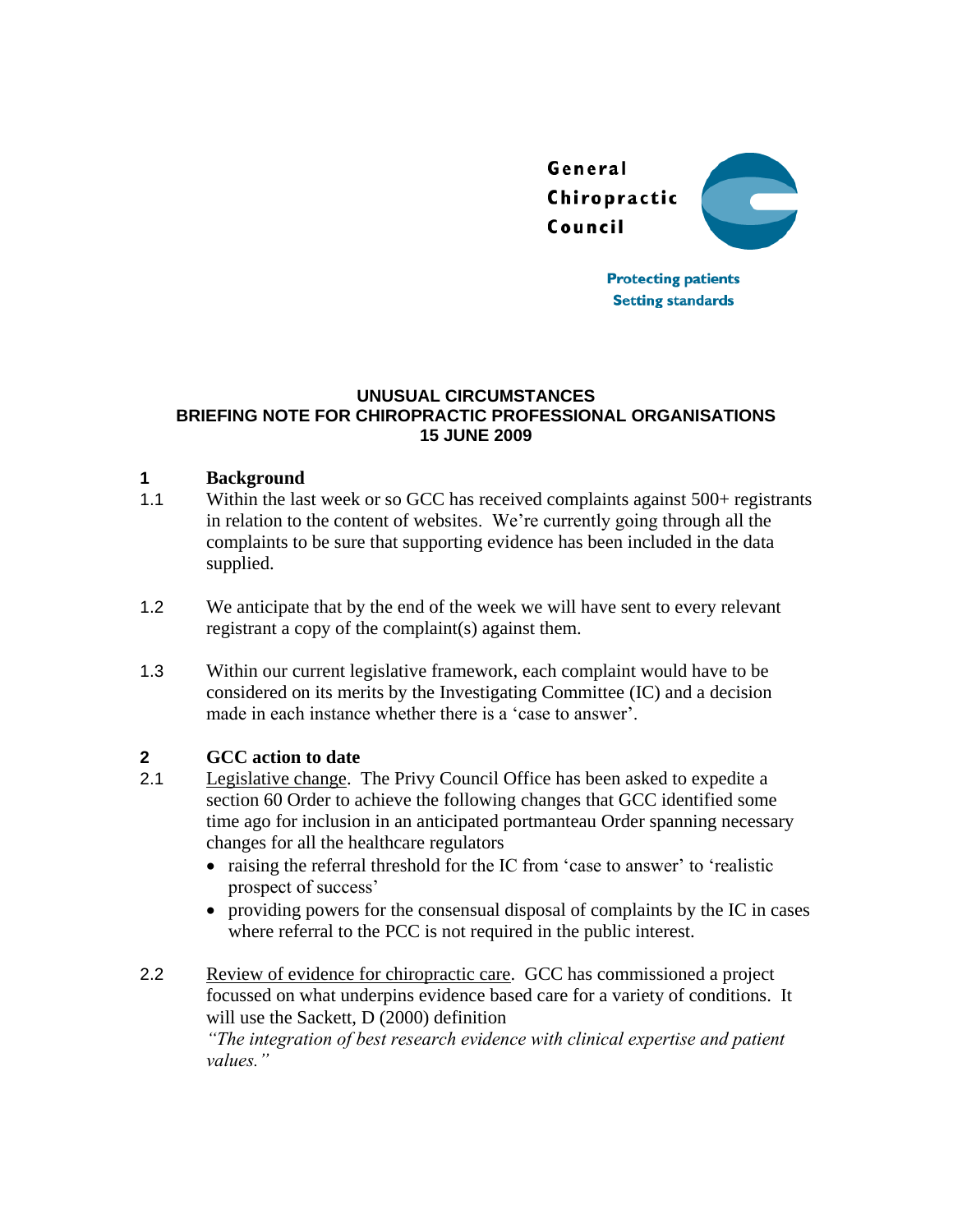General Chiropractic Council

Protecting patients
Setting standards

**UNUSUAL CIRCUMSTANCES**
**BRIEFING NOTE FOR CHIROPRACTIC PROFESSIONAL ORGANISATIONS**
**15 JUNE 2009**

## 1 Background

1.1 Within the last week or so GCC has received complaints against 500+ registrants in relation to the content of websites. We're currently going through all the complaints to be sure that supporting evidence has been included in the data supplied.

1.2 We anticipate that by the end of the week we will have sent to every relevant registrant a copy of the complaint(s) against them.

1.3 Within our current legislative framework, each complaint would have to be considered on its merits by the Investigating Committee (IC) and a decision made in each instance whether there is a 'case to answer'.

## 2 GCC action to date

2.1 Legislative change. The Privy Council Office has been asked to expedite a section 60 Order to achieve the following changes that GCC identified some time ago for inclusion in an anticipated portmanteau Order spanning necessary changes for all the healthcare regulators

- raising the referral threshold for the IC from 'case to answer' to 'realistic prospect of success'
- providing powers for the consensual disposal of complaints by the IC in cases where referral to the PCC is not required in the public interest.

2.2 Review of evidence for chiropractic care. GCC has commissioned a project focussed on what underpins evidence based care for a variety of conditions. It will use the Sackett, D (2000) definition
*"The integration of best research evidence with clinical expertise and patient values."*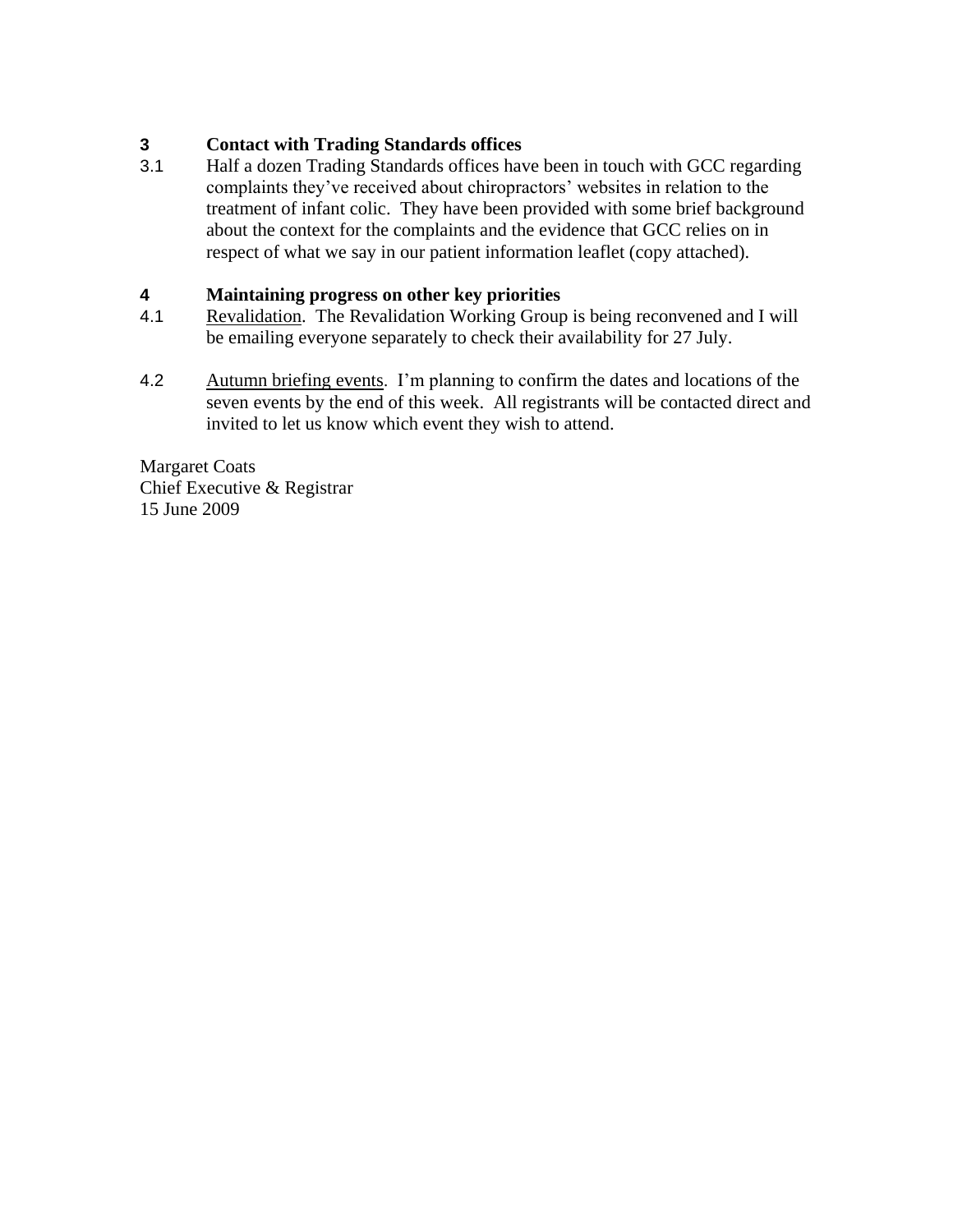## 3 Contact with Trading Standards offices

3.1 Half a dozen Trading Standards offices have been in touch with GCC regarding complaints they've received about chiropractors' websites in relation to the treatment of infant colic. They have been provided with some brief background about the context for the complaints and the evidence that GCC relies on in respect of what we say in our patient information leaflet (copy attached).

## 4 Maintaining progress on other key priorities

4.1 Revalidation. The Revalidation Working Group is being reconvened and I will be emailing everyone separately to check their availability for 27 July.

4.2 Autumn briefing events. I'm planning to confirm the dates and locations of the seven events by the end of this week. All registrants will be contacted direct and invited to let us know which event they wish to attend.

Margaret Coats
Chief Executive & Registrar
15 June 2009